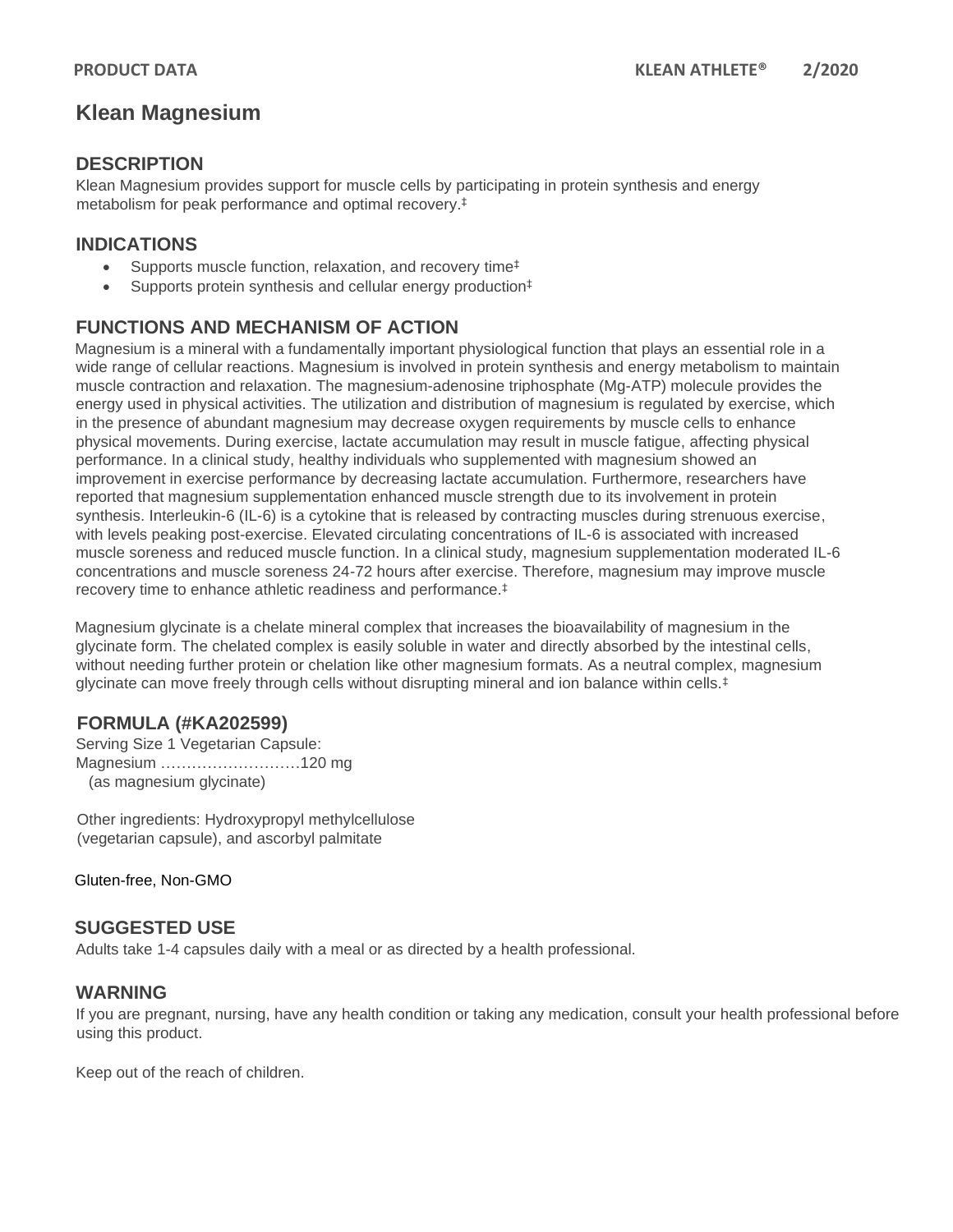# Klean Magnesium

## DESCRIPTION

Klean Magnesium provides support for muscle cells by participating in protein synthesis and energy metabolism for peak performance and optimal recovery.‡

## INDICATIONS

- Supports muscle function, relaxation, and recovery time‡
- Supports protein synthesis and cellular energy production‡

## FUNCTIONS AND MECHANISM OF ACTION

Magnesium is a mineral with a fundamentally important physiological function that plays an essential role in a wide range of cellular reactions. Magnesium is involved in protein synthesis and energy metabolism to maintain muscle contraction and relaxation. The magnesium-adenosine triphosphate (Mg-ATP) molecule provides the energy used in physical activities. The utilization and distribution of magnesium is regulated by exercise, which in the presence of abundant magnesium may decrease oxygen requirements by muscle cells to enhance physical movements. During exercise, lactate accumulation may result in muscle fatigue, affecting physical performance. In a clinical study, healthy individuals who supplemented with magnesium showed an improvement in exercise performance by decreasing lactate accumulation. Furthermore, researchers have reported that magnesium supplementation enhanced muscle strength due to its involvement in protein synthesis. Interleukin-6 (IL-6) is a cytokine that is released by contracting muscles during strenuous exercise, with levels peaking post-exercise. Elevated circulating concentrations of IL-6 is associated with increased muscle soreness and reduced muscle function. In a clinical study, magnesium supplementation moderated IL-6 concentrations and muscle soreness 24-72 hours after exercise. Therefore, magnesium may improve muscle recovery time to enhance athletic readiness and performance.‡

Magnesium glycinate is a chelate mineral complex that increases the bioavailability of magnesium in the glycinate form. The chelated complex is easily soluble in water and directly absorbed by the intestinal cells, without needing further protein or chelation like other magnesium formats. As a neutral complex, magnesium glycinate can move freely through cells without disrupting mineral and ion balance within cells.‡

## FORMULA (#KA202599)

Serving Size 1 Vegetarian Capsule:
Magnesium ………………………120 mg
(as magnesium glycinate)

Other ingredients: Hydroxypropyl methylcellulose (vegetarian capsule), and ascorbyl palmitate

Gluten-free, Non-GMO

## SUGGESTED USE

Adults take 1-4 capsules daily with a meal or as directed by a health professional.

## WARNING

If you are pregnant, nursing, have any health condition or taking any medication, consult your health professional before using this product.

Keep out of the reach of children.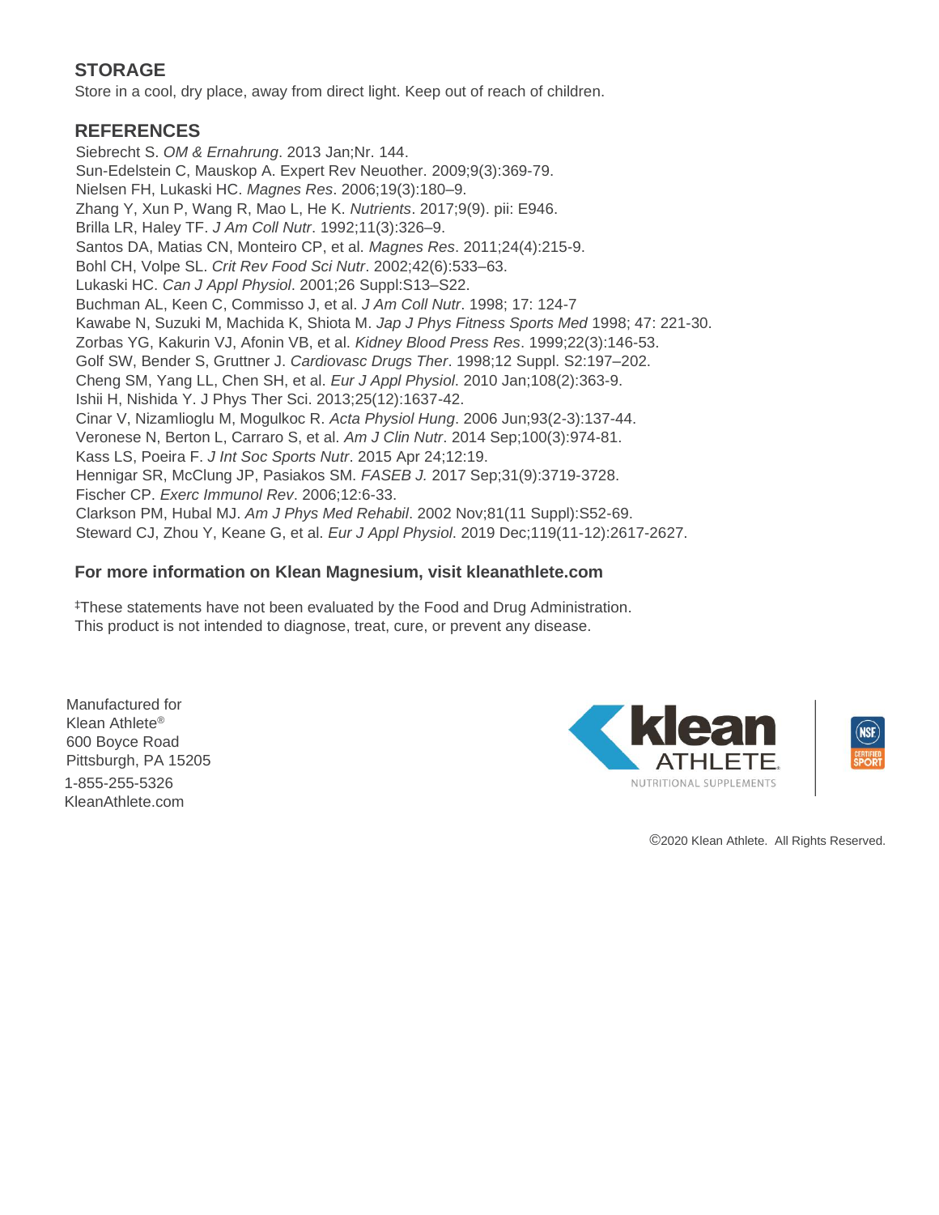## STORAGE

Store in a cool, dry place, away from direct light. Keep out of reach of children.

## REFERENCES

Siebrecht S. *OM & Ernahrung*. 2013 Jan;Nr. 144.
Sun-Edelstein C, Mauskop A. Expert Rev Neuother. 2009;9(3):369-79.
Nielsen FH, Lukaski HC. *Magnes Res*. 2006;19(3):180–9.
Zhang Y, Xun P, Wang R, Mao L, He K. *Nutrients*. 2017;9(9). pii: E946.
Brilla LR, Haley TF. *J Am Coll Nutr*. 1992;11(3):326–9.
Santos DA, Matias CN, Monteiro CP, et al. *Magnes Res*. 2011;24(4):215-9.
Bohl CH, Volpe SL. *Crit Rev Food Sci Nutr*. 2002;42(6):533–63.
Lukaski HC. *Can J Appl Physiol*. 2001;26 Suppl:S13–S22.
Buchman AL, Keen C, Commisso J, et al. *J Am Coll Nutr*. 1998; 17: 124-7
Kawabe N, Suzuki M, Machida K, Shiota M. *Jap J Phys Fitness Sports Med* 1998; 47: 221-30.
Zorbas YG, Kakurin VJ, Afonin VB, et al. *Kidney Blood Press Res*. 1999;22(3):146-53.
Golf SW, Bender S, Gruttner J. *Cardiovasc Drugs Ther*. 1998;12 Suppl. S2:197–202.
Cheng SM, Yang LL, Chen SH, et al. *Eur J Appl Physiol*. 2010 Jan;108(2):363-9.
Ishii H, Nishida Y. J Phys Ther Sci. 2013;25(12):1637-42.
Cinar V, Nizamlioglu M, Mogulkoc R. *Acta Physiol Hung*. 2006 Jun;93(2-3):137-44.
Veronese N, Berton L, Carraro S, et al. *Am J Clin Nutr*. 2014 Sep;100(3):974-81.
Kass LS, Poeira F. *J Int Soc Sports Nutr*. 2015 Apr 24;12:19.
Hennigar SR, McClung JP, Pasiakos SM. *FASEB J.* 2017 Sep;31(9):3719-3728.
Fischer CP. *Exerc Immunol Rev*. 2006;12:6-33.
Clarkson PM, Hubal MJ. *Am J Phys Med Rehabil*. 2002 Nov;81(11 Suppl):S52-69.
Steward CJ, Zhou Y, Keane G, et al. *Eur J Appl Physiol*. 2019 Dec;119(11-12):2617-2627.

**For more information on Klean Magnesium, visit kleanathlete.com**

‡These statements have not been evaluated by the Food and Drug Administration.
This product is not intended to diagnose, treat, cure, or prevent any disease.

Manufactured for
Klean Athlete®
600 Boyce Road
Pittsburgh, PA 15205
1-855-255-5326
KleanAthlete.com

klean ATHLETE
NUTRITIONAL SUPPLEMENTS

NSF CERTIFIED SPORT

©2020 Klean Athlete. All Rights Reserved.